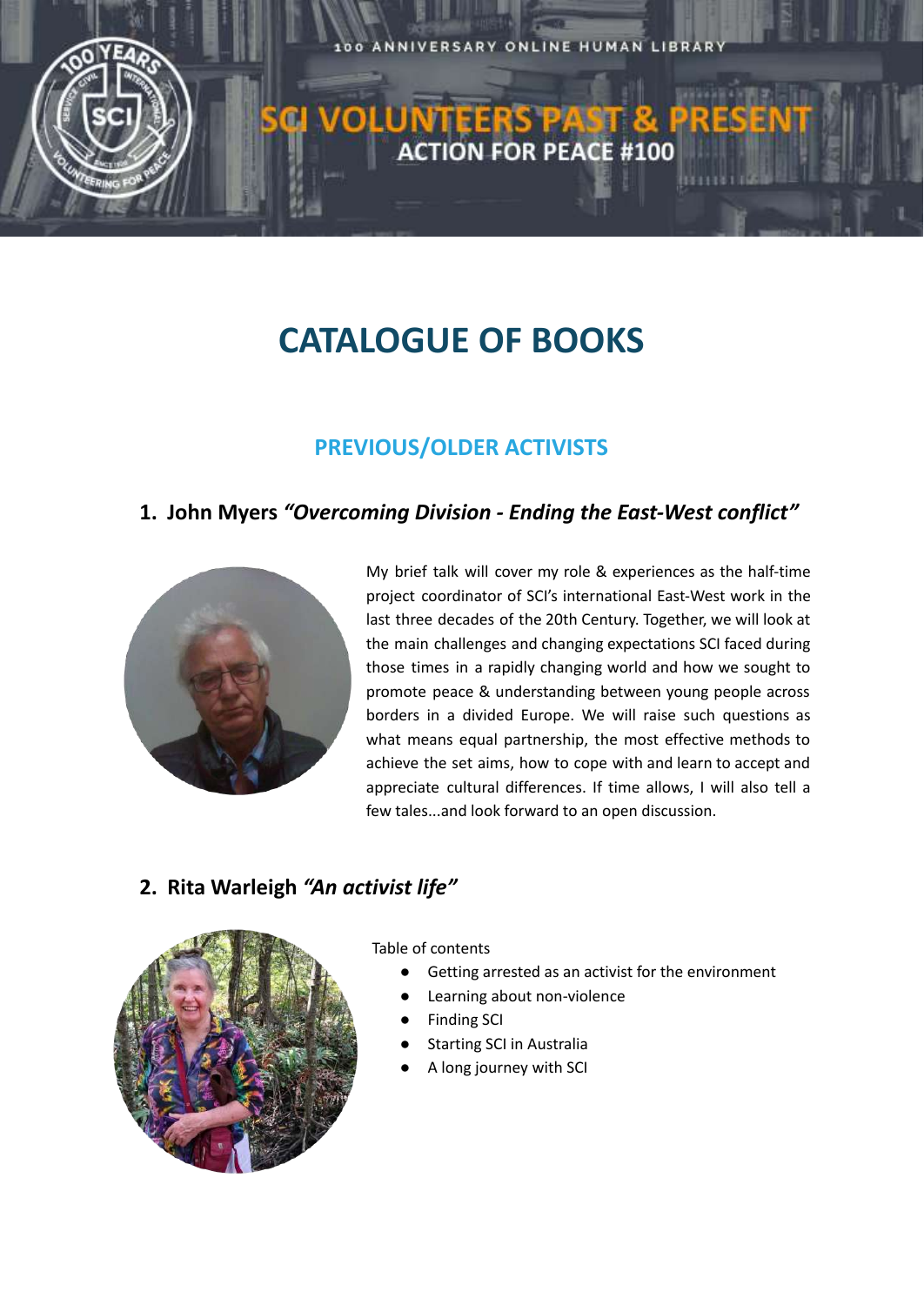100 ANNIVERSARY ONLINE HUMAN LIBRARY

SCI VOLUNTEERS PAST & PRESENT

ACTION FOR PEACE #100

# CATALOGUE OF BOOKS

## PREVIOUS/OLDER ACTIVISTS

### 1. John Myers *"Overcoming Division - Ending the East-West conflict"*

My brief talk will cover my role & experiences as the half-time project coordinator of SCI's international East-West work in the last three decades of the 20th Century. Together, we will look at the main challenges and changing expectations SCI faced during those times in a rapidly changing world and how we sought to promote peace & understanding between young people across borders in a divided Europe. We will raise such questions as what means equal partnership, the most effective methods to achieve the set aims, how to cope with and learn to accept and appreciate cultural differences. If time allows, I will also tell a few tales...and look forward to an open discussion.

### 2. Rita Warleigh *"An activist life"*

Table of contents

- Getting arrested as an activist for the environment
- Learning about non-violence
- Finding SCI
- Starting SCI in Australia
- A long journey with SCI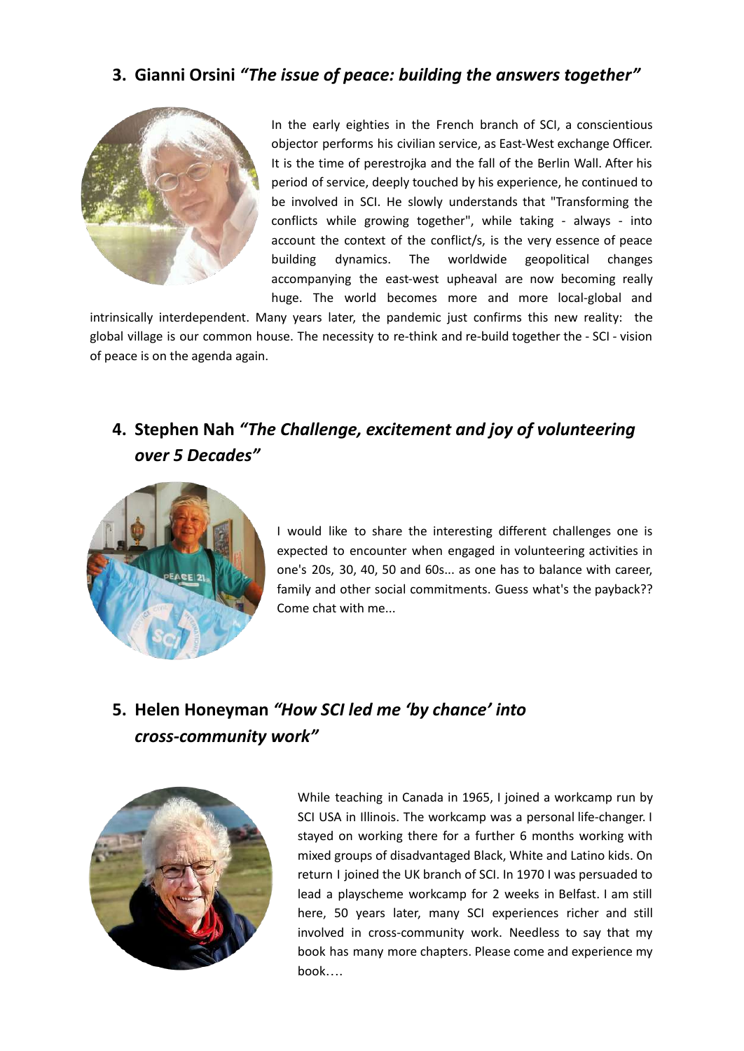### 3. Gianni Orsini *"The issue of peace: building the answers together"*

In the early eighties in the French branch of SCI, a conscientious objector performs his civilian service, as East-West exchange Officer. It is the time of perestrojka and the fall of the Berlin Wall. After his period of service, deeply touched by his experience, he continued to be involved in SCI. He slowly understands that "Transforming the conflicts while growing together", while taking - always - into account the context of the conflict/s, is the very essence of peace building dynamics. The worldwide geopolitical changes accompanying the east-west upheaval are now becoming really huge. The world becomes more and more local-global and intrinsically interdependent. Many years later, the pandemic just confirms this new reality: the global village is our common house. The necessity to re-think and re-build together the - SCI - vision of peace is on the agenda again.

### 4. Stephen Nah *"The Challenge, excitement and joy of volunteering over 5 Decades"*

I would like to share the interesting different challenges one is expected to encounter when engaged in volunteering activities in one's 20s, 30, 40, 50 and 60s... as one has to balance with career, family and other social commitments. Guess what's the payback?? Come chat with me...

### 5. Helen Honeyman *"How SCI led me 'by chance' into cross-community work"*

While teaching in Canada in 1965, I joined a workcamp run by SCI USA in Illinois. The workcamp was a personal life-changer. I stayed on working there for a further 6 months working with mixed groups of disadvantaged Black, White and Latino kids. On return I joined the UK branch of SCI. In 1970 I was persuaded to lead a playscheme workcamp for 2 weeks in Belfast. I am still here, 50 years later, many SCI experiences richer and still involved in cross-community work. Needless to say that my book has many more chapters. Please come and experience my book….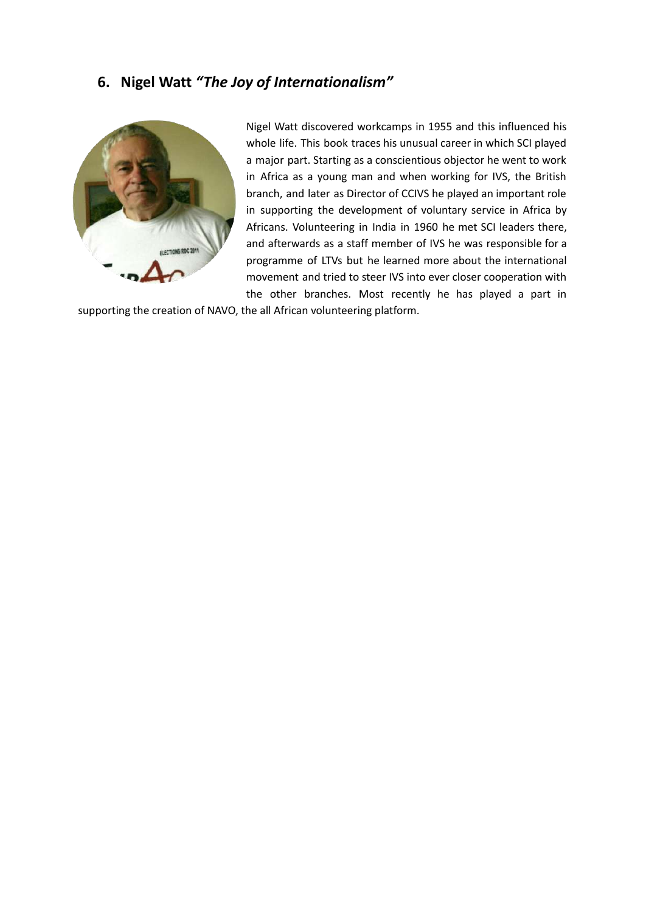## 6. Nigel Watt *"The Joy of Internationalism"*

Nigel Watt discovered workcamps in 1955 and this influenced his whole life. This book traces his unusual career in which SCI played a major part. Starting as a conscientious objector he went to work in Africa as a young man and when working for IVS, the British branch, and later as Director of CCIVS he played an important role in supporting the development of voluntary service in Africa by Africans. Volunteering in India in 1960 he met SCI leaders there, and afterwards as a staff member of IVS he was responsible for a programme of LTVs but he learned more about the international movement and tried to steer IVS into ever closer cooperation with the other branches. Most recently he has played a part in supporting the creation of NAVO, the all African volunteering platform.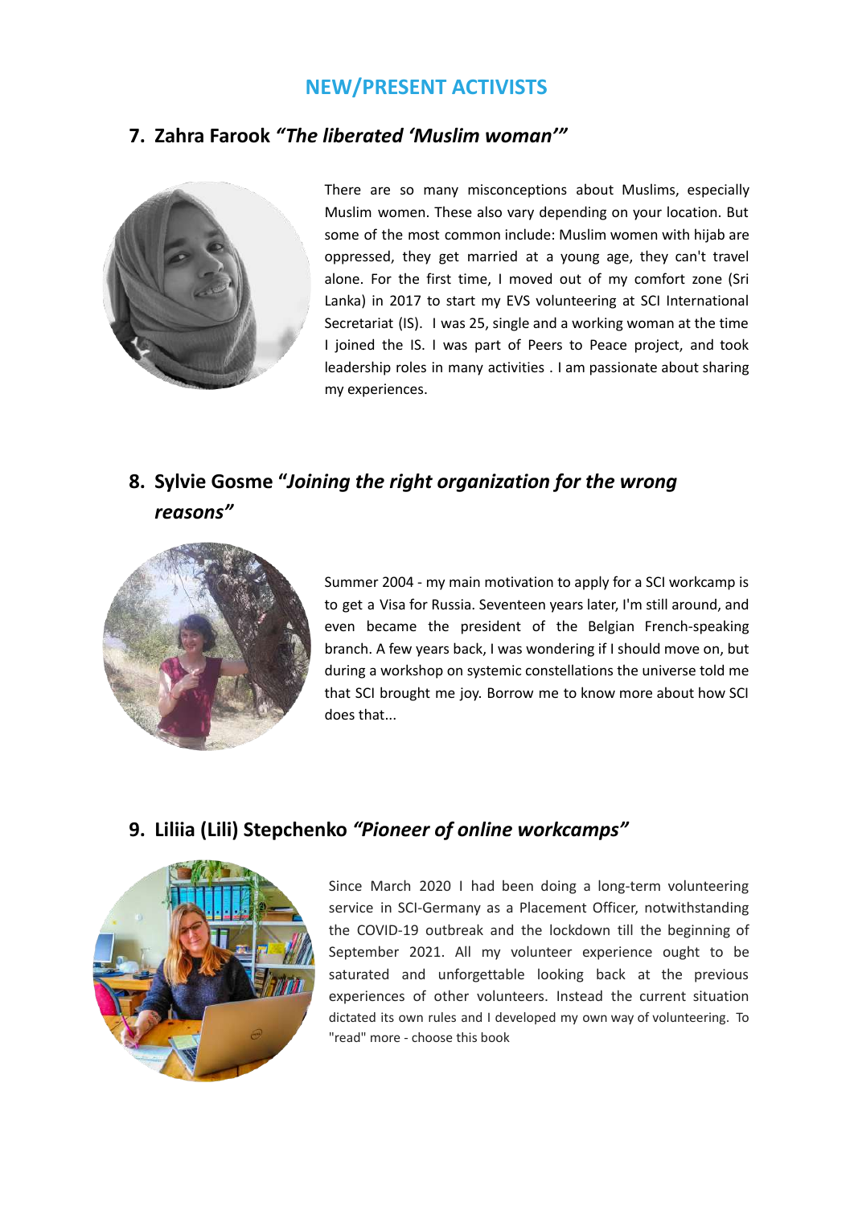## NEW/PRESENT ACTIVISTS

### 7. Zahra Farook *"The liberated 'Muslim woman'"*

There are so many misconceptions about Muslims, especially Muslim women. These also vary depending on your location. But some of the most common include: Muslim women with hijab are oppressed, they get married at a young age, they can't travel alone. For the first time, I moved out of my comfort zone (Sri Lanka) in 2017 to start my EVS volunteering at SCI International Secretariat (IS). I was 25, single and a working woman at the time I joined the IS. I was part of Peers to Peace project, and took leadership roles in many activities . I am passionate about sharing my experiences.

### 8. Sylvie Gosme "*Joining the right organization for the wrong reasons"*

Summer 2004 - my main motivation to apply for a SCI workcamp is to get a Visa for Russia. Seventeen years later, I'm still around, and even became the president of the Belgian French-speaking branch. A few years back, I was wondering if I should move on, but during a workshop on systemic constellations the universe told me that SCI brought me joy. Borrow me to know more about how SCI does that...

### 9. Liliia (Lili) Stepchenko *"Pioneer of online workcamps"*

Since March 2020 I had been doing a long-term volunteering service in SCI-Germany as a Placement Officer, notwithstanding the COVID-19 outbreak and the lockdown till the beginning of September 2021. All my volunteer experience ought to be saturated and unforgettable looking back at the previous experiences of other volunteers. Instead the current situation dictated its own rules and I developed my own way of volunteering. To "read" more - choose this book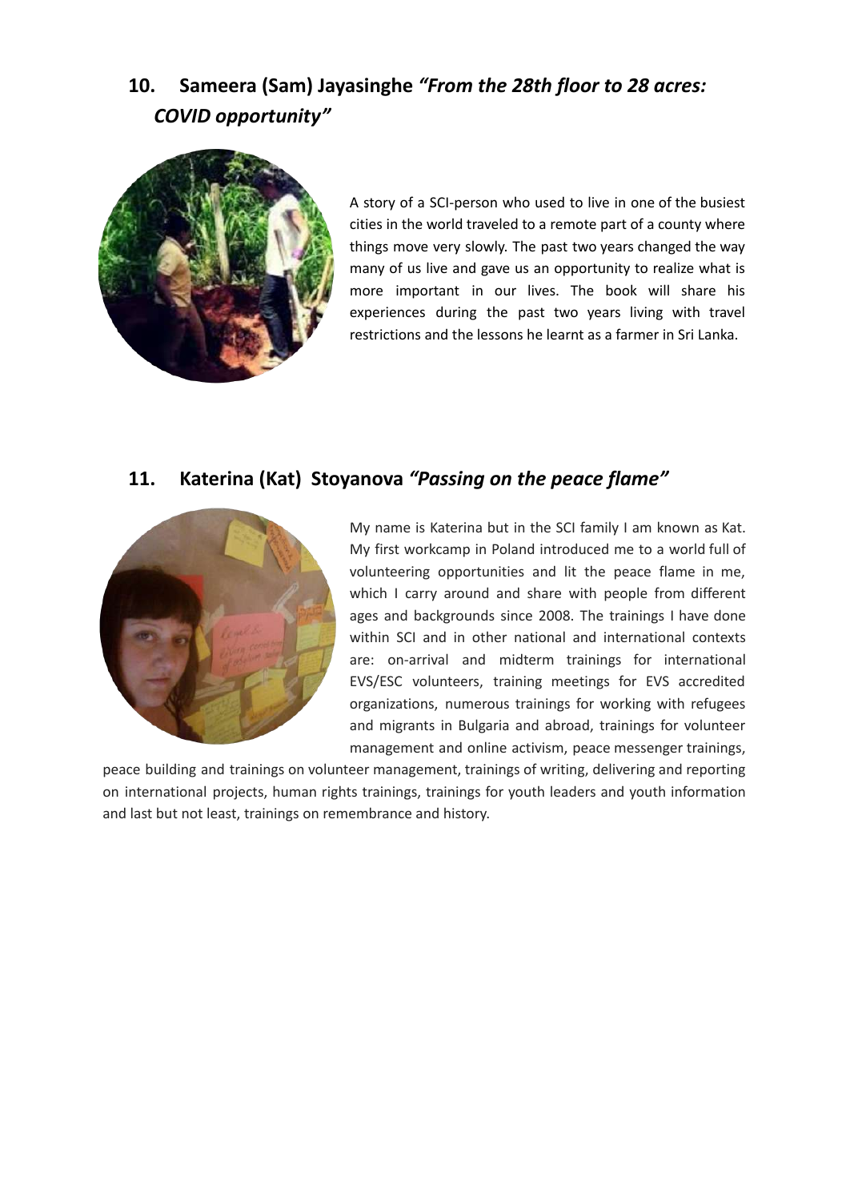## 10. Sameera (Sam) Jayasinghe *"From the 28th floor to 28 acres: COVID opportunity"*

A story of a SCI-person who used to live in one of the busiest cities in the world traveled to a remote part of a county where things move very slowly. The past two years changed the way many of us live and gave us an opportunity to realize what is more important in our lives. The book will share his experiences during the past two years living with travel restrictions and the lessons he learnt as a farmer in Sri Lanka.

## 11. Katerina (Kat) Stoyanova *"Passing on the peace flame"*

My name is Katerina but in the SCI family I am known as Kat. My first workcamp in Poland introduced me to a world full of volunteering opportunities and lit the peace flame in me, which I carry around and share with people from different ages and backgrounds since 2008. The trainings I have done within SCI and in other national and international contexts are: on-arrival and midterm trainings for international EVS/ESC volunteers, training meetings for EVS accredited organizations, numerous trainings for working with refugees and migrants in Bulgaria and abroad, trainings for volunteer management and online activism, peace messenger trainings, peace building and trainings on volunteer management, trainings of writing, delivering and reporting on international projects, human rights trainings, trainings for youth leaders and youth information and last but not least, trainings on remembrance and history.